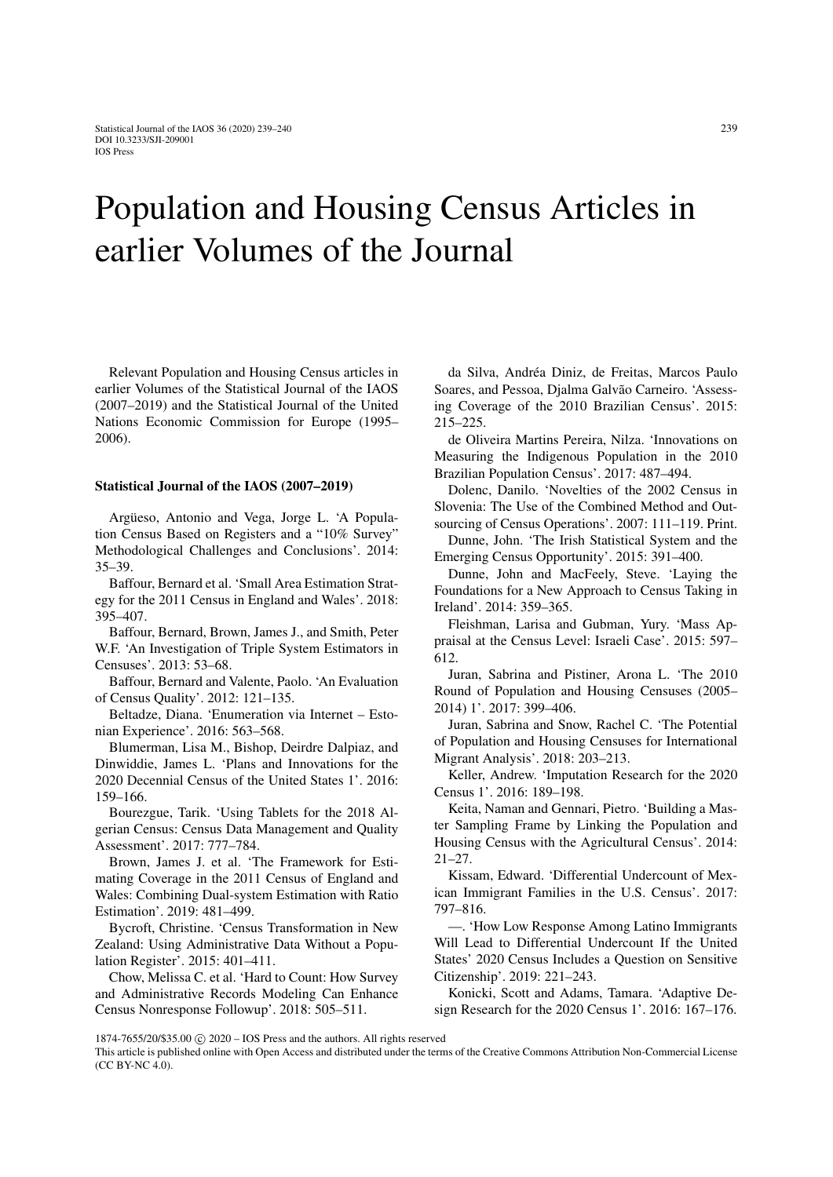# Population and Housing Census Articles in earlier Volumes of the Journal

Relevant Population and Housing Census articles in earlier Volumes of the Statistical Journal of the IAOS (2007–2019) and the Statistical Journal of the United Nations Economic Commission for Europe (1995–2006).

**Statistical Journal of the IAOS (2007–2019)**

Argüeso, Antonio and Vega, Jorge L. 'A Population Census Based on Registers and a "10% Survey" Methodological Challenges and Conclusions'. 2014: 35–39.

Baffour, Bernard et al. 'Small Area Estimation Strategy for the 2011 Census in England and Wales'. 2018: 395–407.

Baffour, Bernard, Brown, James J., and Smith, Peter W.F. 'An Investigation of Triple System Estimators in Censuses'. 2013: 53–68.

Baffour, Bernard and Valente, Paolo. 'An Evaluation of Census Quality'. 2012: 121–135.

Beltadze, Diana. 'Enumeration via Internet – Estonian Experience'. 2016: 563–568.

Blumerman, Lisa M., Bishop, Deirdre Dalpiaz, and Dinwiddie, James L. 'Plans and Innovations for the 2020 Decennial Census of the United States 1'. 2016: 159–166.

Bourezgue, Tarik. 'Using Tablets for the 2018 Algerian Census: Census Data Management and Quality Assessment'. 2017: 777–784.

Brown, James J. et al. 'The Framework for Estimating Coverage in the 2011 Census of England and Wales: Combining Dual-system Estimation with Ratio Estimation'. 2019: 481–499.

Bycroft, Christine. 'Census Transformation in New Zealand: Using Administrative Data Without a Population Register'. 2015: 401–411.

Chow, Melissa C. et al. 'Hard to Count: How Survey and Administrative Records Modeling Can Enhance Census Nonresponse Followup'. 2018: 505–511.

da Silva, Andréa Diniz, de Freitas, Marcos Paulo Soares, and Pessoa, Djalma Galvão Carneiro. 'Assessing Coverage of the 2010 Brazilian Census'. 2015: 215–225.

de Oliveira Martins Pereira, Nilza. 'Innovations on Measuring the Indigenous Population in the 2010 Brazilian Population Census'. 2017: 487–494.

Dolenc, Danilo. 'Novelties of the 2002 Census in Slovenia: The Use of the Combined Method and Outsourcing of Census Operations'. 2007: 111–119. Print.

Dunne, John. 'The Irish Statistical System and the Emerging Census Opportunity'. 2015: 391–400.

Dunne, John and MacFeely, Steve. 'Laying the Foundations for a New Approach to Census Taking in Ireland'. 2014: 359–365.

Fleishman, Larisa and Gubman, Yury. 'Mass Appraisal at the Census Level: Israeli Case'. 2015: 597–612.

Juran, Sabrina and Pistiner, Arona L. 'The 2010 Round of Population and Housing Censuses (2005–2014) 1'. 2017: 399–406.

Juran, Sabrina and Snow, Rachel C. 'The Potential of Population and Housing Censuses for International Migrant Analysis'. 2018: 203–213.

Keller, Andrew. 'Imputation Research for the 2020 Census 1'. 2016: 189–198.

Keita, Naman and Gennari, Pietro. 'Building a Master Sampling Frame by Linking the Population and Housing Census with the Agricultural Census'. 2014: 21–27.

Kissam, Edward. 'Differential Undercount of Mexican Immigrant Families in the U.S. Census'. 2017: 797–816.

—. 'How Low Response Among Latino Immigrants Will Lead to Differential Undercount If the United States' 2020 Census Includes a Question on Sensitive Citizenship'. 2019: 221–243.

Konicki, Scott and Adams, Tamara. 'Adaptive Design Research for the 2020 Census 1'. 2016: 167–176.

1874-7655/20/$35.00 © 2020 – IOS Press and the authors. All rights reserved

This article is published online with Open Access and distributed under the terms of the Creative Commons Attribution Non-Commercial License (CC BY-NC 4.0).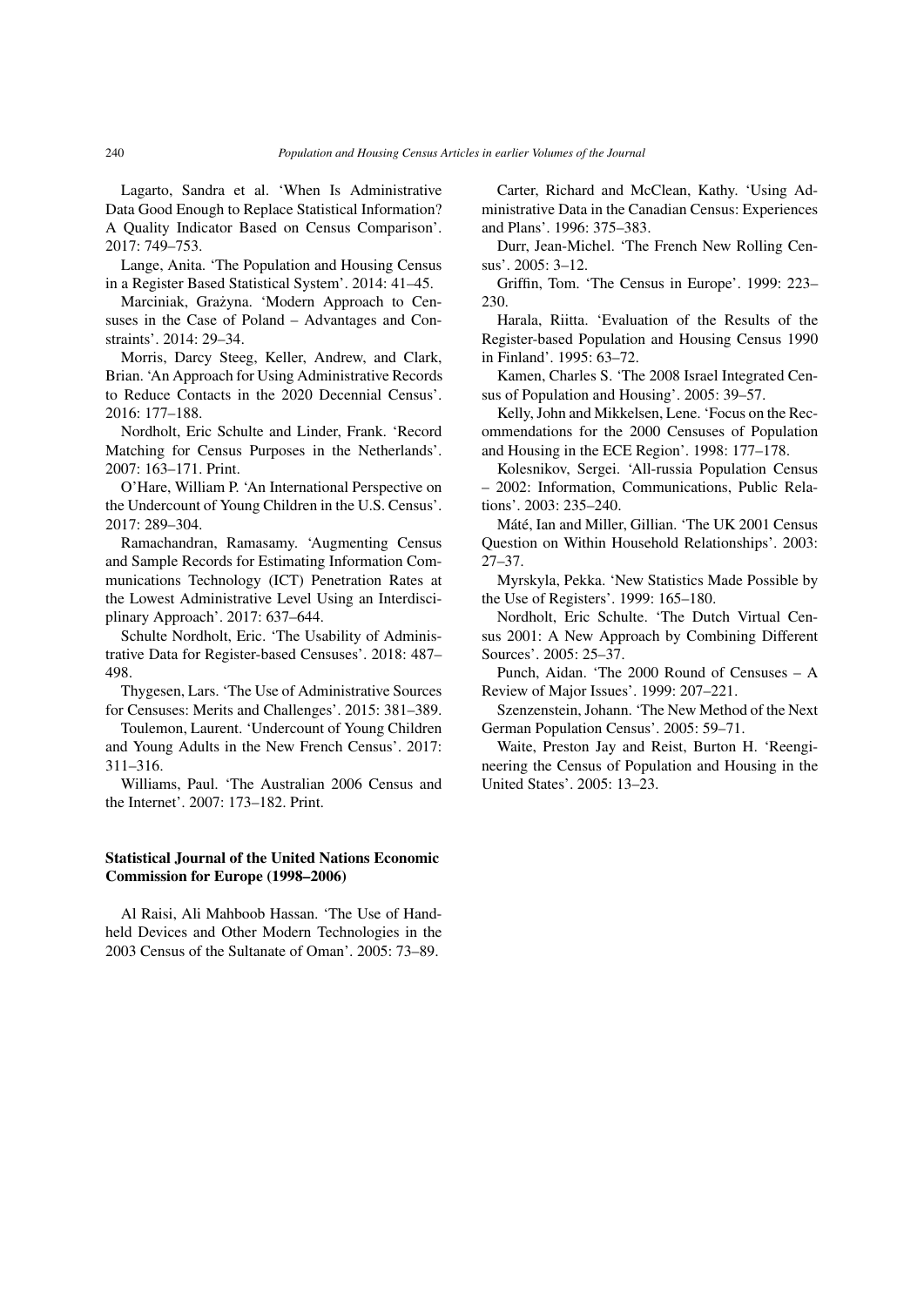Lagarto, Sandra et al. 'When Is Administrative Data Good Enough to Replace Statistical Information? A Quality Indicator Based on Census Comparison'. 2017: 749–753.

Lange, Anita. 'The Population and Housing Census in a Register Based Statistical System'. 2014: 41–45.

Marciniak, Grażyna. 'Modern Approach to Censuses in the Case of Poland – Advantages and Constraints'. 2014: 29–34.

Morris, Darcy Steeg, Keller, Andrew, and Clark, Brian. 'An Approach for Using Administrative Records to Reduce Contacts in the 2020 Decennial Census'. 2016: 177–188.

Nordholt, Eric Schulte and Linder, Frank. 'Record Matching for Census Purposes in the Netherlands'. 2007: 163–171. Print.

O'Hare, William P. 'An International Perspective on the Undercount of Young Children in the U.S. Census'. 2017: 289–304.

Ramachandran, Ramasamy. 'Augmenting Census and Sample Records for Estimating Information Communications Technology (ICT) Penetration Rates at the Lowest Administrative Level Using an Interdisciplinary Approach'. 2017: 637–644.

Schulte Nordholt, Eric. 'The Usability of Administrative Data for Register-based Censuses'. 2018: 487–498.

Thygesen, Lars. 'The Use of Administrative Sources for Censuses: Merits and Challenges'. 2015: 381–389.

Toulemon, Laurent. 'Undercount of Young Children and Young Adults in the New French Census'. 2017: 311–316.

Williams, Paul. 'The Australian 2006 Census and the Internet'. 2007: 173–182. Print.

**Statistical Journal of the United Nations Economic Commission for Europe (1998–2006)**

Al Raisi, Ali Mahboob Hassan. 'The Use of Handheld Devices and Other Modern Technologies in the 2003 Census of the Sultanate of Oman'. 2005: 73–89.

Carter, Richard and McClean, Kathy. 'Using Administrative Data in the Canadian Census: Experiences and Plans'. 1996: 375–383.

Durr, Jean-Michel. 'The French New Rolling Census'. 2005: 3–12.

Griffin, Tom. 'The Census in Europe'. 1999: 223–230.

Harala, Riitta. 'Evaluation of the Results of the Register-based Population and Housing Census 1990 in Finland'. 1995: 63–72.

Kamen, Charles S. 'The 2008 Israel Integrated Census of Population and Housing'. 2005: 39–57.

Kelly, John and Mikkelsen, Lene. 'Focus on the Recommendations for the 2000 Censuses of Population and Housing in the ECE Region'. 1998: 177–178.

Kolesnikov, Sergei. 'All-russia Population Census – 2002: Information, Communications, Public Relations'. 2003: 235–240.

Máté, Ian and Miller, Gillian. 'The UK 2001 Census Question on Within Household Relationships'. 2003: 27–37.

Myrskyla, Pekka. 'New Statistics Made Possible by the Use of Registers'. 1999: 165–180.

Nordholt, Eric Schulte. 'The Dutch Virtual Census 2001: A New Approach by Combining Different Sources'. 2005: 25–37.

Punch, Aidan. 'The 2000 Round of Censuses – A Review of Major Issues'. 1999: 207–221.

Szenzenstein, Johann. 'The New Method of the Next German Population Census'. 2005: 59–71.

Waite, Preston Jay and Reist, Burton H. 'Reengineering the Census of Population and Housing in the United States'. 2005: 13–23.